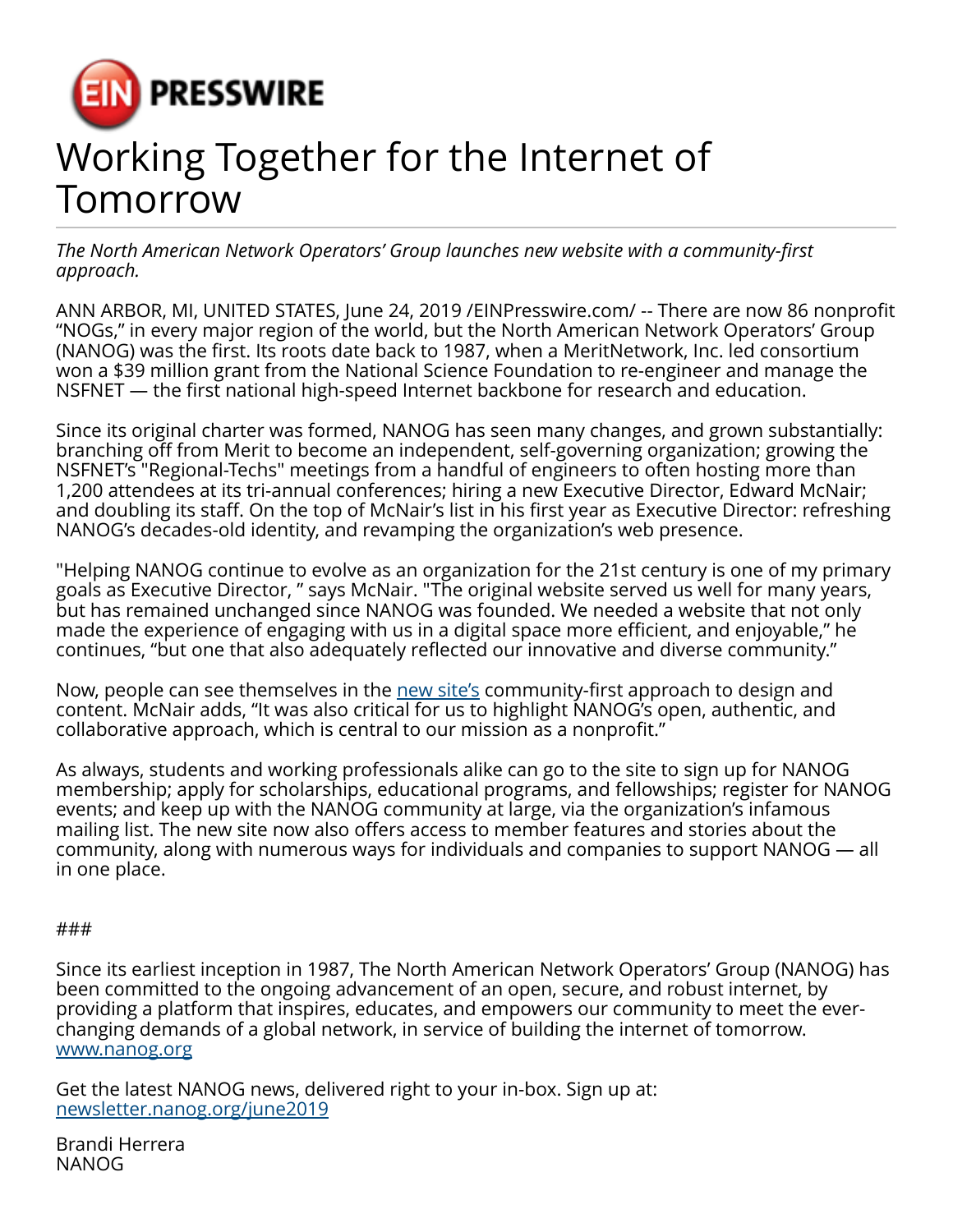EIN PRESSWIRE

# Working Together for the Internet of Tomorrow

*The North American Network Operators' Group launches new website with a community-first approach.*

ANN ARBOR, MI, UNITED STATES, June 24, 2019 /EINPresswire.com/ -- There are now 86 nonprofit "NOGs," in every major region of the world, but the North American Network Operators' Group (NANOG) was the first. Its roots date back to 1987, when a MeritNetwork, Inc. led consortium won a $39 million grant from the National Science Foundation to re-engineer and manage the NSFNET — the first national high-speed Internet backbone for research and education.

Since its original charter was formed, NANOG has seen many changes, and grown substantially: branching off from Merit to become an independent, self-governing organization; growing the NSFNET's "Regional-Techs" meetings from a handful of engineers to often hosting more than 1,200 attendees at its tri-annual conferences; hiring a new Executive Director, Edward McNair; and doubling its staff. On the top of McNair's list in his first year as Executive Director: refreshing NANOG's decades-old identity, and revamping the organization's web presence.

"Helping NANOG continue to evolve as an organization for the 21st century is one of my primary goals as Executive Director, " says McNair. "The original website served us well for many years, but has remained unchanged since NANOG was founded. We needed a website that not only made the experience of engaging with us in a digital space more efficient, and enjoyable," he continues, "but one that also adequately reflected our innovative and diverse community."

Now, people can see themselves in the [new site's](#) community-first approach to design and content. McNair adds, "It was also critical for us to highlight NANOG's open, authentic, and collaborative approach, which is central to our mission as a nonprofit."

As always, students and working professionals alike can go to the site to sign up for NANOG membership; apply for scholarships, educational programs, and fellowships; register for NANOG events; and keep up with the NANOG community at large, via the organization's infamous mailing list. The new site now also offers access to member features and stories about the community, along with numerous ways for individuals and companies to support NANOG — all in one place.

###

Since its earliest inception in 1987, The North American Network Operators' Group (NANOG) has been committed to the ongoing advancement of an open, secure, and robust internet, by providing a platform that inspires, educates, and empowers our community to meet the ever-changing demands of a global network, in service of building the internet of tomorrow.
[www.nanog.org](http://www.nanog.org)

Get the latest NANOG news, delivered right to your in-box. Sign up at:
[newsletter.nanog.org/june2019](http://newsletter.nanog.org/june2019)

Brandi Herrera
NANOG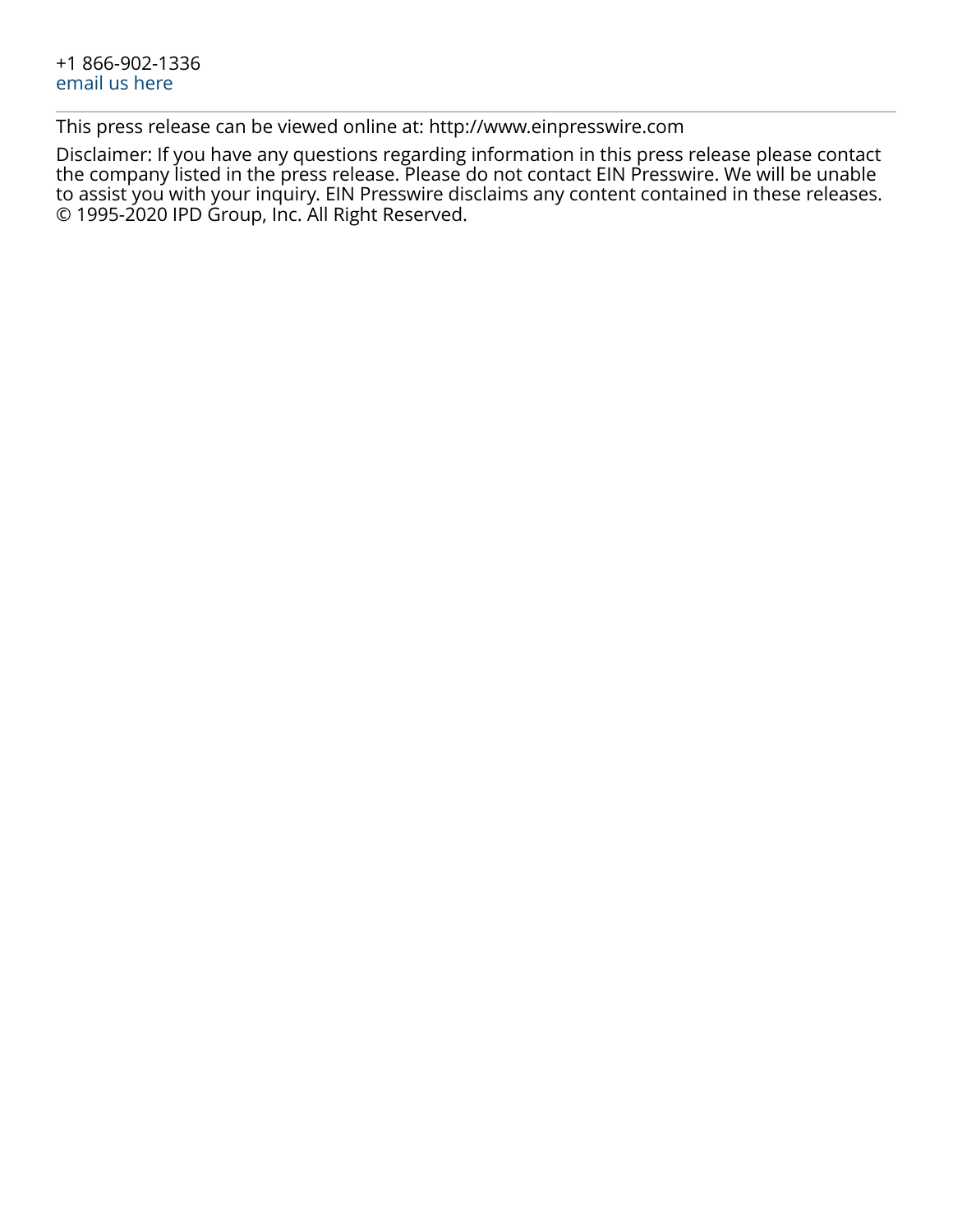+1 866-902-1336
email us here

---

This press release can be viewed online at: http://www.einpresswire.com

Disclaimer: If you have any questions regarding information in this press release please contact the company listed in the press release. Please do not contact EIN Presswire. We will be unable to assist you with your inquiry. EIN Presswire disclaims any content contained in these releases. © 1995-2020 IPD Group, Inc. All Right Reserved.